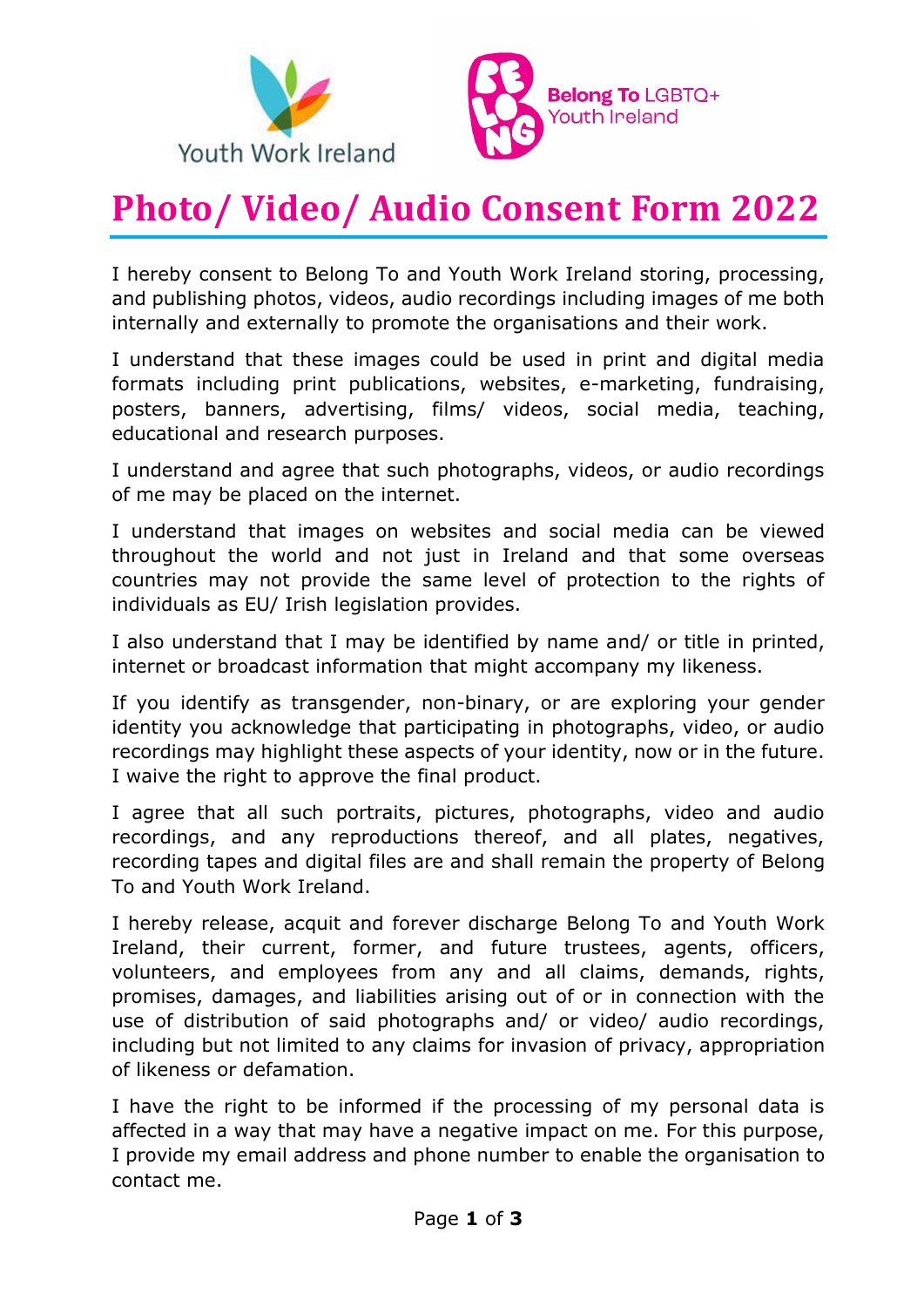Youth Work Ireland

Belong To LGBTQ+ Youth Ireland

# Photo/ Video/ Audio Consent Form 2022

I hereby consent to Belong To and Youth Work Ireland storing, processing, and publishing photos, videos, audio recordings including images of me both internally and externally to promote the organisations and their work.

I understand that these images could be used in print and digital media formats including print publications, websites, e-marketing, fundraising, posters, banners, advertising, films/ videos, social media, teaching, educational and research purposes.

I understand and agree that such photographs, videos, or audio recordings of me may be placed on the internet.

I understand that images on websites and social media can be viewed throughout the world and not just in Ireland and that some overseas countries may not provide the same level of protection to the rights of individuals as EU/ Irish legislation provides.

I also understand that I may be identified by name and/ or title in printed, internet or broadcast information that might accompany my likeness.

If you identify as transgender, non-binary, or are exploring your gender identity you acknowledge that participating in photographs, video, or audio recordings may highlight these aspects of your identity, now or in the future. I waive the right to approve the final product.

I agree that all such portraits, pictures, photographs, video and audio recordings, and any reproductions thereof, and all plates, negatives, recording tapes and digital files are and shall remain the property of Belong To and Youth Work Ireland.

I hereby release, acquit and forever discharge Belong To and Youth Work Ireland, their current, former, and future trustees, agents, officers, volunteers, and employees from any and all claims, demands, rights, promises, damages, and liabilities arising out of or in connection with the use of distribution of said photographs and/ or video/ audio recordings, including but not limited to any claims for invasion of privacy, appropriation of likeness or defamation.

I have the right to be informed if the processing of my personal data is affected in a way that may have a negative impact on me. For this purpose, I provide my email address and phone number to enable the organisation to contact me.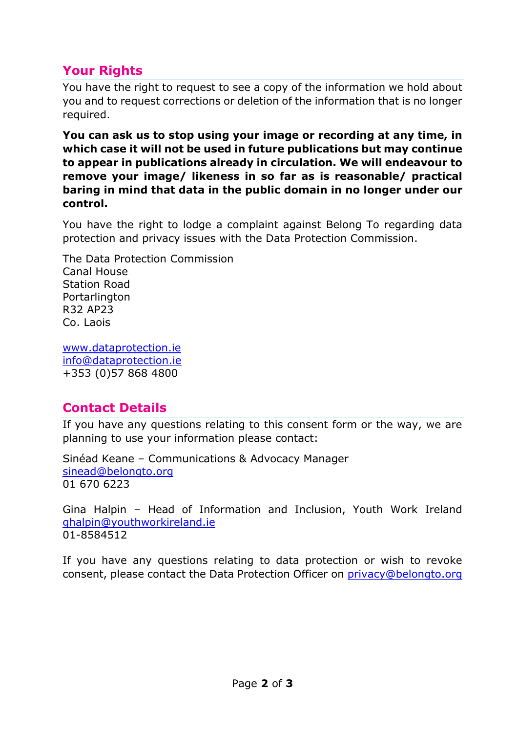## Your Rights

You have the right to request to see a copy of the information we hold about you and to request corrections or deletion of the information that is no longer required.

**You can ask us to stop using your image or recording at any time, in which case it will not be used in future publications but may continue to appear in publications already in circulation. We will endeavour to remove your image/ likeness in so far as is reasonable/ practical baring in mind that data in the public domain in no longer under our control.**

You have the right to lodge a complaint against Belong To regarding data protection and privacy issues with the Data Protection Commission.

The Data Protection Commission
Canal House
Station Road
Portarlington
R32 AP23
Co. Laois

www.dataprotection.ie
info@dataprotection.ie
+353 (0)57 868 4800

## Contact Details

If you have any questions relating to this consent form or the way, we are planning to use your information please contact:

Sinéad Keane – Communications & Advocacy Manager
sinead@belongto.org
01 670 6223

Gina Halpin – Head of Information and Inclusion, Youth Work Ireland
ghalpin@youthworkireland.ie
01-8584512

If you have any questions relating to data protection or wish to revoke consent, please contact the Data Protection Officer on privacy@belongto.org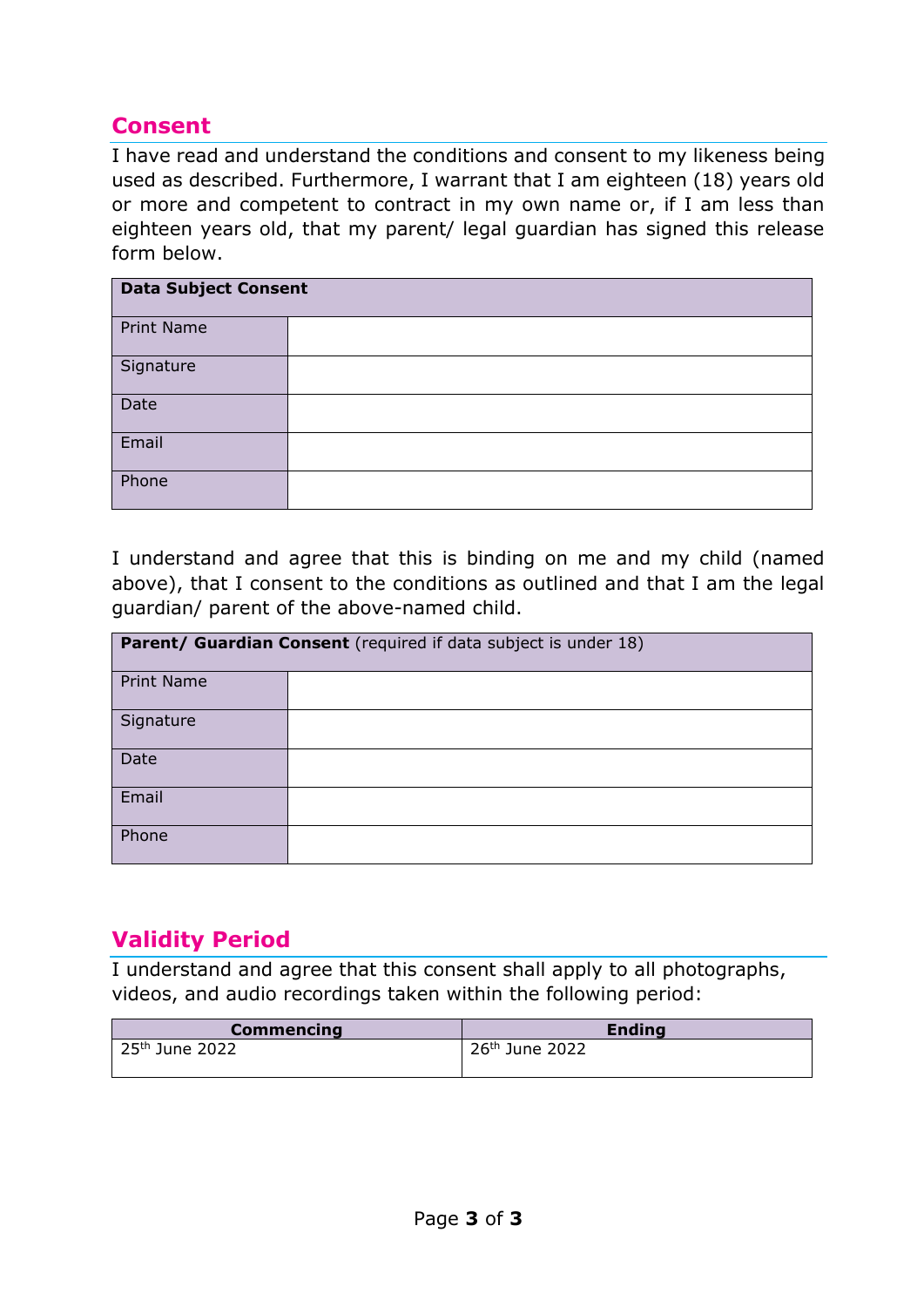## Consent

I have read and understand the conditions and consent to my likeness being used as described. Furthermore, I warrant that I am eighteen (18) years old or more and competent to contract in my own name or, if I am less than eighteen years old, that my parent/ legal guardian has signed this release form below.

| **Data Subject Consent** | |
|---|---|
| Print Name | |
| Signature | |
| Date | |
| Email | |
| Phone | |

I understand and agree that this is binding on me and my child (named above), that I consent to the conditions as outlined and that I am the legal guardian/ parent of the above-named child.

| **Parent/ Guardian Consent** (required if data subject is under 18) | |
|---|---|
| Print Name | |
| Signature | |
| Date | |
| Email | |
| Phone | |

## Validity Period

I understand and agree that this consent shall apply to all photographs, videos, and audio recordings taken within the following period:

| Commencing | Ending |
|---|---|
| 25th June 2022 | 26th June 2022 |